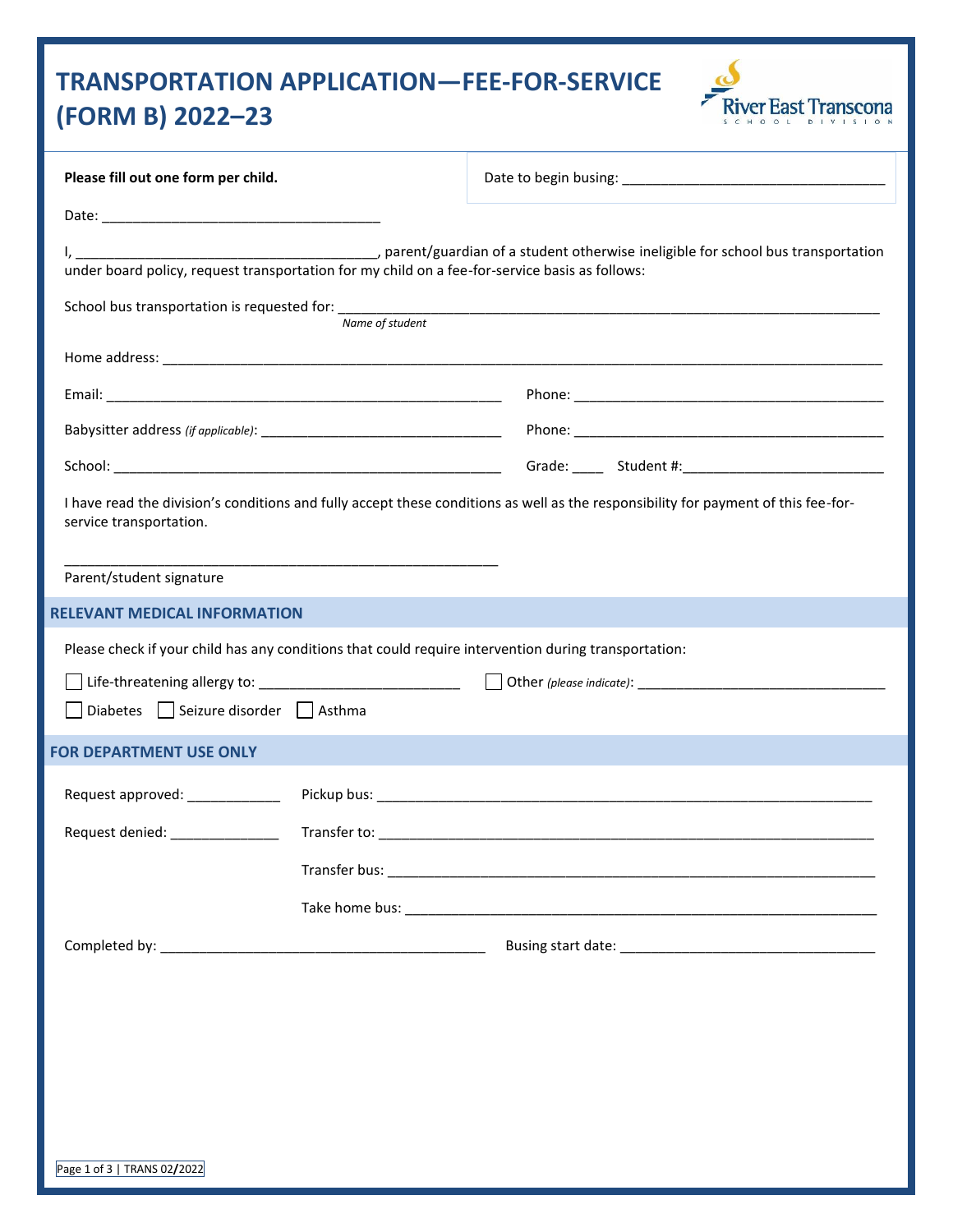# TRANSPORTATION APPLICATION—FEE-FOR-SERVICE (FORM B) 2022–23

**Please fill out one form per child.**

Date to begin busing: ___________________________________

Date: ____________________________________

I, _______________________________________, parent/guardian of a student otherwise ineligible for school bus transportation under board policy, request transportation for my child on a fee-for-service basis as follows:

School bus transportation is requested for: ________________________________________________________________________
*Name of student*

Home address: ____________________________________________________________________________________________

Email: _____________________________________________________ Phone: __________________________________________

Babysitter address *(if applicable)*: _________________________________ Phone: __________________________________________

School: _____________________________________________________ Grade: ____ Student #:__________________________

I have read the division's conditions and fully accept these conditions as well as the responsibility for payment of this fee-for-service transportation.

__________________________________________________________
Parent/student signature

## RELEVANT MEDICAL INFORMATION

Please check if your child has any conditions that could require intervention during transportation:

☐ Life-threatening allergy to: __________________________ ☐ Other *(please indicate)*: _________________________________

☐ Diabetes ☐ Seizure disorder ☐ Asthma

## FOR DEPARTMENT USE ONLY

Request approved: ____________ Pickup bus: _________________________________________________________________

Request denied: ______________ Transfer to: _________________________________________________________________

Transfer bus: _________________________________________________________________

Take home bus: _______________________________________________________________

Completed by: ___________________________________________ Busing start date: _________________________________

TRANS 02/2022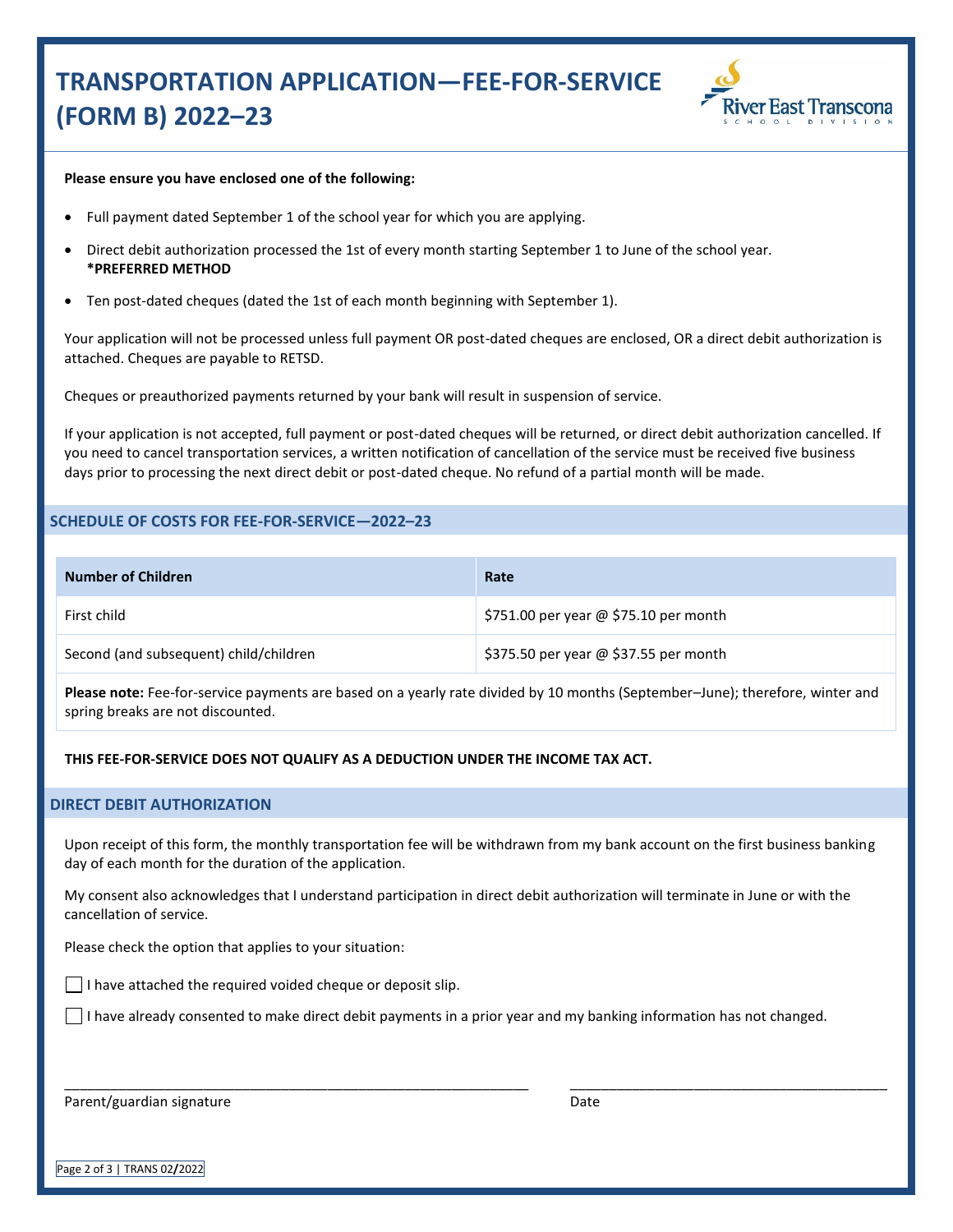# TRANSPORTATION APPLICATION—FEE-FOR-SERVICE (FORM B) 2022–23

**Please ensure you have enclosed one of the following:**

- Full payment dated September 1 of the school year for which you are applying.
- Direct debit authorization processed the 1st of every month starting September 1 to June of the school year. **\*PREFERRED METHOD**
- Ten post-dated cheques (dated the 1st of each month beginning with September 1).

Your application will not be processed unless full payment OR post-dated cheques are enclosed, OR a direct debit authorization is attached. Cheques are payable to RETSD.

Cheques or preauthorized payments returned by your bank will result in suspension of service.

If your application is not accepted, full payment or post-dated cheques will be returned, or direct debit authorization cancelled. If you need to cancel transportation services, a written notification of cancellation of the service must be received five business days prior to processing the next direct debit or post-dated cheque. No refund of a partial month will be made.

## SCHEDULE OF COSTS FOR FEE-FOR-SERVICE—2022–23

| Number of Children | Rate |
|---|---|
| First child | $751.00 per year @ $75.10 per month |
| Second (and subsequent) child/children | $375.50 per year @ $37.55 per month |

**Please note:** Fee-for-service payments are based on a yearly rate divided by 10 months (September–June); therefore, winter and spring breaks are not discounted.

**THIS FEE-FOR-SERVICE DOES NOT QUALIFY AS A DEDUCTION UNDER THE INCOME TAX ACT.**

## DIRECT DEBIT AUTHORIZATION

Upon receipt of this form, the monthly transportation fee will be withdrawn from my bank account on the first business banking day of each month for the duration of the application.

My consent also acknowledges that I understand participation in direct debit authorization will terminate in June or with the cancellation of service.

Please check the option that applies to your situation:

☐ I have attached the required voided cheque or deposit slip.

☐ I have already consented to make direct debit payments in a prior year and my banking information has not changed.

______________________________________________ ______________________________

Parent/guardian signature Date

TRANS 02/2022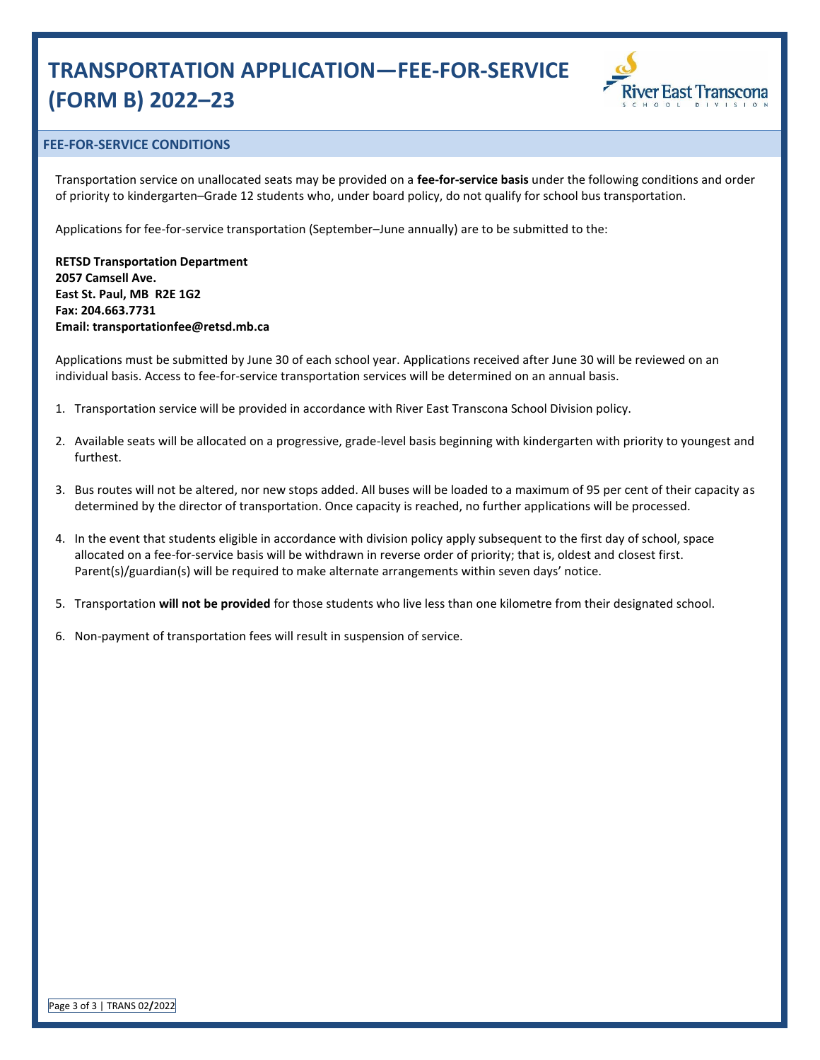# TRANSPORTATION APPLICATION—FEE-FOR-SERVICE (FORM B) 2022–23

## FEE-FOR-SERVICE CONDITIONS

Transportation service on unallocated seats may be provided on a **fee-for-service basis** under the following conditions and order of priority to kindergarten–Grade 12 students who, under board policy, do not qualify for school bus transportation.

Applications for fee-for-service transportation (September–June annually) are to be submitted to the:

**RETSD Transportation Department**
**2057 Camsell Ave.**
**East St. Paul, MB  R2E 1G2**
**Fax: 204.663.7731**
**Email: transportationfee@retsd.mb.ca**

Applications must be submitted by June 30 of each school year. Applications received after June 30 will be reviewed on an individual basis. Access to fee-for-service transportation services will be determined on an annual basis.

1. Transportation service will be provided in accordance with River East Transcona School Division policy.
2. Available seats will be allocated on a progressive, grade-level basis beginning with kindergarten with priority to youngest and furthest.
3. Bus routes will not be altered, nor new stops added. All buses will be loaded to a maximum of 95 per cent of their capacity as determined by the director of transportation. Once capacity is reached, no further applications will be processed.
4. In the event that students eligible in accordance with division policy apply subsequent to the first day of school, space allocated on a fee-for-service basis will be withdrawn in reverse order of priority; that is, oldest and closest first. Parent(s)/guardian(s) will be required to make alternate arrangements within seven days' notice.
5. Transportation **will not be provided** for those students who live less than one kilometre from their designated school.
6. Non-payment of transportation fees will result in suspension of service.